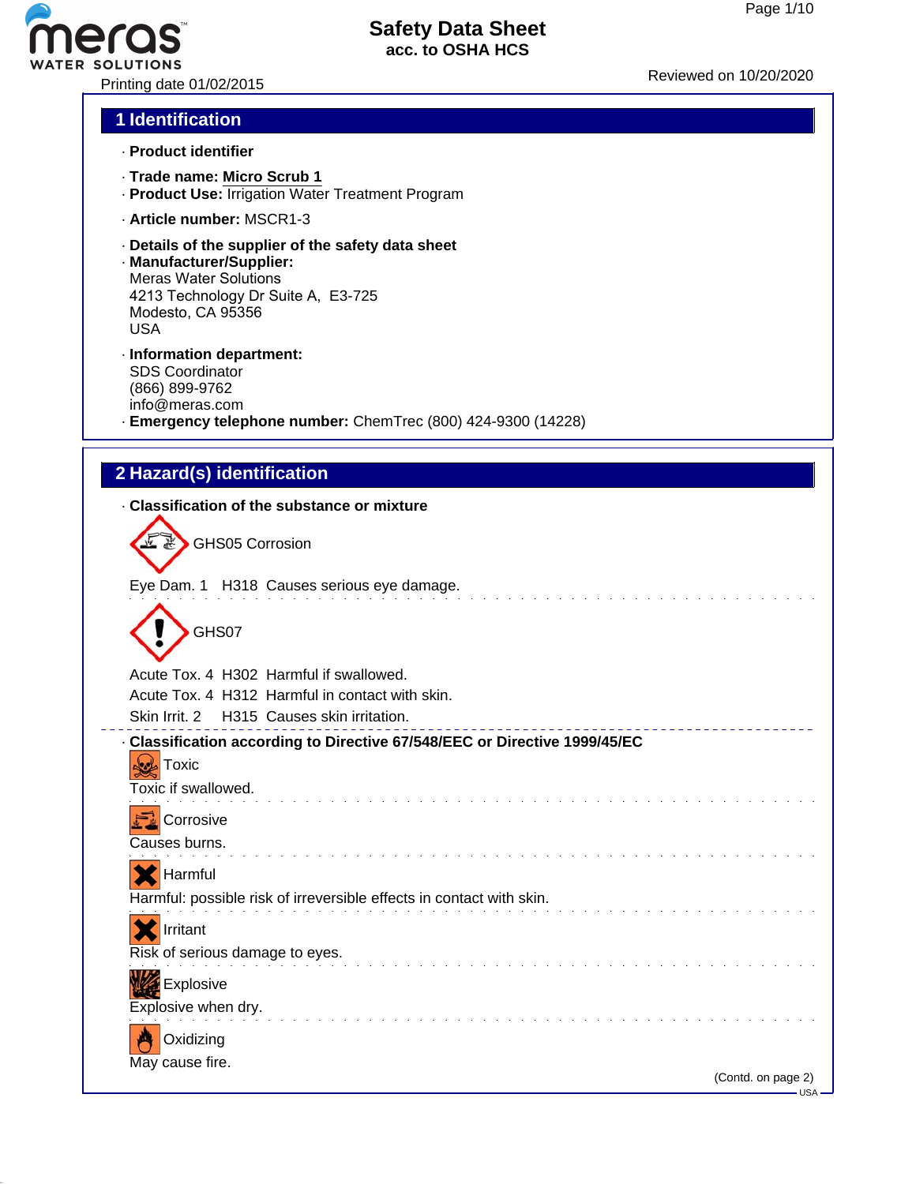# Safety Data Sheet

**acc. to OSHA HCS**

Printing date 01/02/2015

Reviewed on 10/20/2020

## 1 Identification

· **Product identifier**

· **Trade name: Micro Scrub 1**

· **Product Use:** Irrigation Water Treatment Program

· **Article number:** MSCR1-3

· **Details of the supplier of the safety data sheet**

· **Manufacturer/Supplier:**
Meras Water Solutions
4213 Technology Dr Suite A, E3-725
Modesto, CA 95356
USA

· **Information department:**
SDS Coordinator
(866) 899-9762
info@meras.com

· **Emergency telephone number:** ChemTrec (800) 424-9300 (14228)

## 2 Hazard(s) identification

· **Classification of the substance or mixture**

GHS05 Corrosion

Eye Dam. 1 H318 Causes serious eye damage.

GHS07

Acute Tox. 4 H302 Harmful if swallowed.

Acute Tox. 4 H312 Harmful in contact with skin.

Skin Irrit. 2 H315 Causes skin irritation.

· **Classification according to Directive 67/548/EEC or Directive 1999/45/EC**

Toxic

Toxic if swallowed.

Corrosive

Causes burns.

Harmful

Harmful: possible risk of irreversible effects in contact with skin.

Irritant

Risk of serious damage to eyes.

Explosive

Explosive when dry.

Oxidizing

May cause fire.

(Contd. on page 2)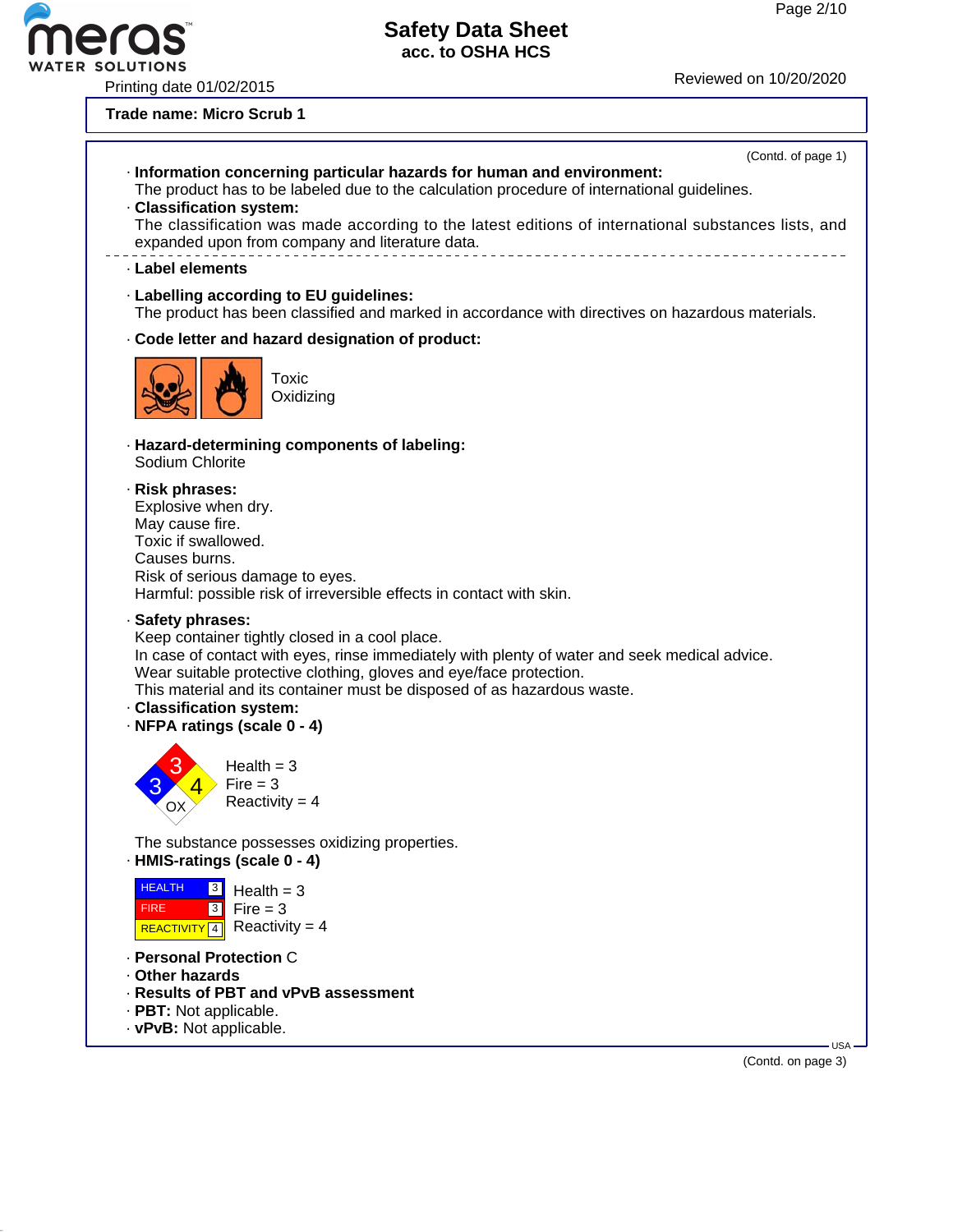**Trade name: Micro Scrub 1**

(Contd. of page 1)

· **Information concerning particular hazards for human and environment:**
The product has to be labeled due to the calculation procedure of international guidelines.

· **Classification system:**
The classification was made according to the latest editions of international substances lists, and expanded upon from company and literature data.

---

· **Label elements**

· **Labelling according to EU guidelines:**
The product has been classified and marked in accordance with directives on hazardous materials.

· **Code letter and hazard designation of product:**

Toxic
Oxidizing

· **Hazard-determining components of labeling:**
Sodium Chlorite

· **Risk phrases:**
Explosive when dry.
May cause fire.
Toxic if swallowed.
Causes burns.
Risk of serious damage to eyes.
Harmful: possible risk of irreversible effects in contact with skin.

· **Safety phrases:**
Keep container tightly closed in a cool place.
In case of contact with eyes, rinse immediately with plenty of water and seek medical advice.
Wear suitable protective clothing, gloves and eye/face protection.
This material and its container must be disposed of as hazardous waste.

· **Classification system:**

· **NFPA ratings (scale 0 - 4)**

Health = 3
Fire = 3
Reactivity = 4

The substance possesses oxidizing properties.

· **HMIS-ratings (scale 0 - 4)**

| | | |
|---|---|---|
| HEALTH | 3 | Health = 3 |
| FIRE | 3 | Fire = 3 |
| REACTIVITY | 4 | Reactivity = 4 |

· **Personal Protection** C

· **Other hazards**

· **Results of PBT and vPvB assessment**

· **PBT:** Not applicable.

· **vPvB:** Not applicable.

(Contd. on page 3)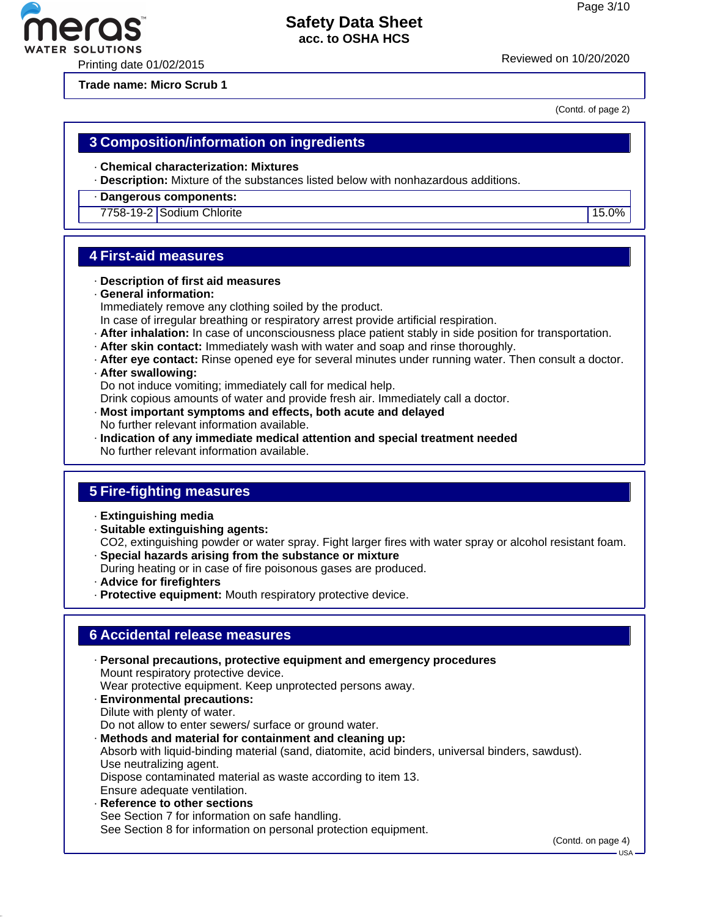Trade name: **Micro Scrub 1**

(Contd. of page 2)

## 3 Composition/information on ingredients

· **Chemical characterization: Mixtures**
· **Description:** Mixture of the substances listed below with nonhazardous additions.

| · Dangerous components: | | |
|---|---|---|
| 7758-19-2 | Sodium Chlorite | 15.0% |

## 4 First-aid measures

· **Description of first aid measures**
· **General information:**
Immediately remove any clothing soiled by the product.
In case of irregular breathing or respiratory arrest provide artificial respiration.
· **After inhalation:** In case of unconsciousness place patient stably in side position for transportation.
· **After skin contact:** Immediately wash with water and soap and rinse thoroughly.
· **After eye contact:** Rinse opened eye for several minutes under running water. Then consult a doctor.
· **After swallowing:**
Do not induce vomiting; immediately call for medical help.
Drink copious amounts of water and provide fresh air. Immediately call a doctor.
· **Most important symptoms and effects, both acute and delayed**
No further relevant information available.
· **Indication of any immediate medical attention and special treatment needed**
No further relevant information available.

## 5 Fire-fighting measures

· **Extinguishing media**
· **Suitable extinguishing agents:**
$CO_2$, extinguishing powder or water spray. Fight larger fires with water spray or alcohol resistant foam.
· **Special hazards arising from the substance or mixture**
During heating or in case of fire poisonous gases are produced.
· **Advice for firefighters**
· **Protective equipment:** Mouth respiratory protective device.

## 6 Accidental release measures

· **Personal precautions, protective equipment and emergency procedures**
Mount respiratory protective device.
Wear protective equipment. Keep unprotected persons away.
· **Environmental precautions:**
Dilute with plenty of water.
Do not allow to enter sewers/ surface or ground water.
· **Methods and material for containment and cleaning up:**
Absorb with liquid-binding material (sand, diatomite, acid binders, universal binders, sawdust).
Use neutralizing agent.
Dispose contaminated material as waste according to item 13.
Ensure adequate ventilation.
· **Reference to other sections**
See Section 7 for information on safe handling.
See Section 8 for information on personal protection equipment.

(Contd. on page 4)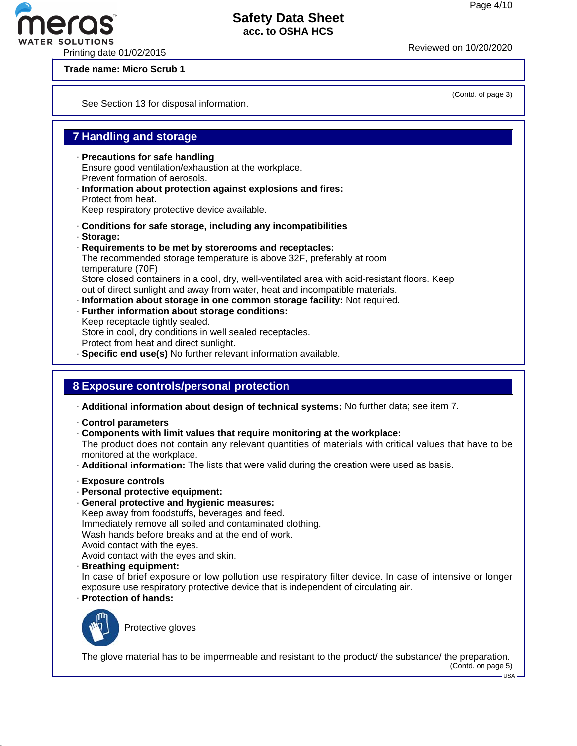**Trade name: Micro Scrub 1**

(Contd. of page 3)

See Section 13 for disposal information.

## 7 Handling and storage

· **Precautions for safe handling**
Ensure good ventilation/exhaustion at the workplace.
Prevent formation of aerosols.
· **Information about protection against explosions and fires:**
Protect from heat.
Keep respiratory protective device available.

· **Conditions for safe storage, including any incompatibilities**
· **Storage:**
· **Requirements to be met by storerooms and receptacles:**
The recommended storage temperature is above 32F, preferably at room temperature (70F)
Store closed containers in a cool, dry, well-ventilated area with acid-resistant floors. Keep out of direct sunlight and away from water, heat and incompatible materials.
· **Information about storage in one common storage facility:** Not required.
· **Further information about storage conditions:**
Keep receptacle tightly sealed.
Store in cool, dry conditions in well sealed receptacles.
Protect from heat and direct sunlight.
· **Specific end use(s)** No further relevant information available.

## 8 Exposure controls/personal protection

· **Additional information about design of technical systems:** No further data; see item 7.

· **Control parameters**
· **Components with limit values that require monitoring at the workplace:**
The product does not contain any relevant quantities of materials with critical values that have to be monitored at the workplace.
· **Additional information:** The lists that were valid during the creation were used as basis.

· **Exposure controls**
· **Personal protective equipment:**
· **General protective and hygienic measures:**
Keep away from foodstuffs, beverages and feed.
Immediately remove all soiled and contaminated clothing.
Wash hands before breaks and at the end of work.
Avoid contact with the eyes.
Avoid contact with the eyes and skin.
· **Breathing equipment:**
In case of brief exposure or low pollution use respiratory filter device. In case of intensive or longer exposure use respiratory protective device that is independent of circulating air.
· **Protection of hands:**

Protective gloves

The glove material has to be impermeable and resistant to the product/ the substance/ the preparation.

(Contd. on page 5)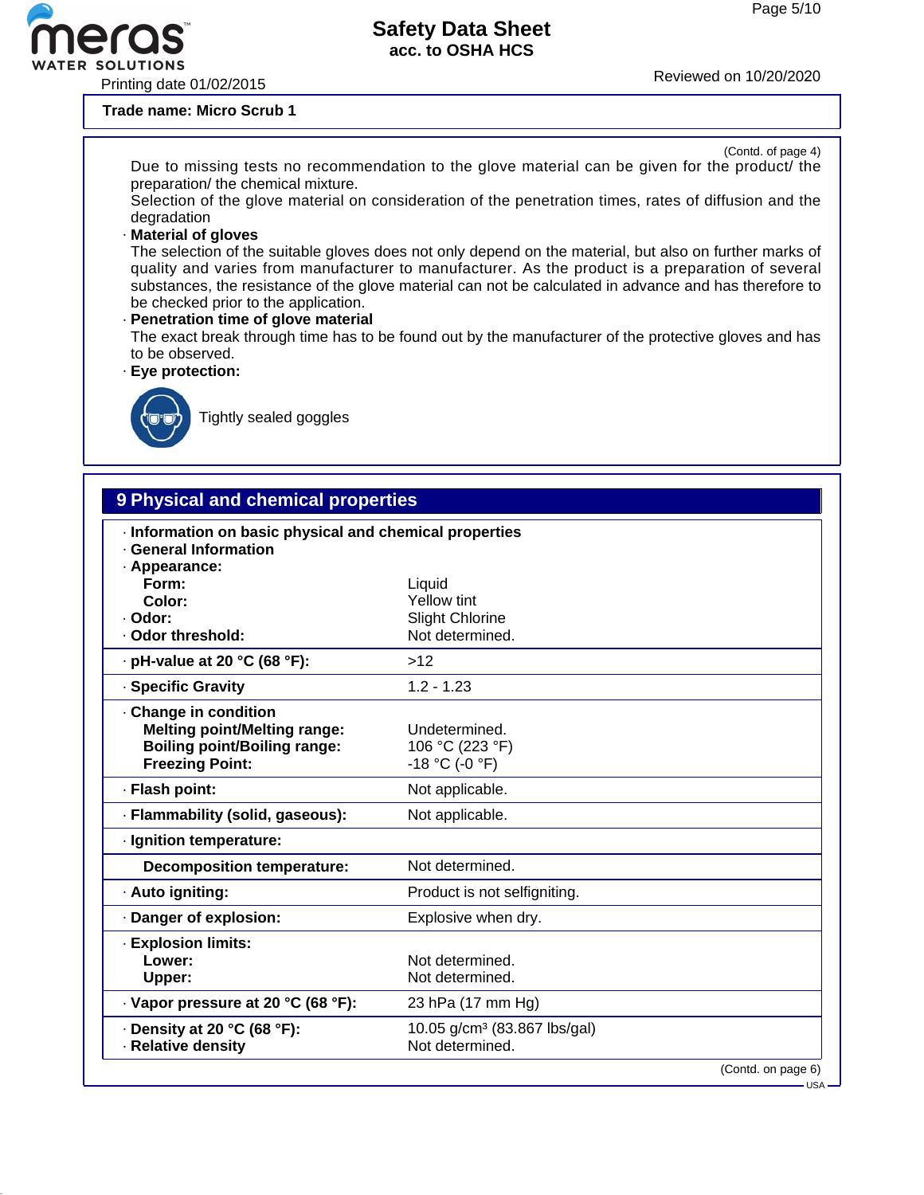Safety Data Sheet
acc. to OSHA HCS

Printing date 01/02/2015

Reviewed on 10/20/2020

**Trade name: Micro Scrub 1**

(Contd. of page 4)

Due to missing tests no recommendation to the glove material can be given for the product/ the preparation/ the chemical mixture.
Selection of the glove material on consideration of the penetration times, rates of diffusion and the degradation

· **Material of gloves**
The selection of the suitable gloves does not only depend on the material, but also on further marks of quality and varies from manufacturer to manufacturer. As the product is a preparation of several substances, the resistance of the glove material can not be calculated in advance and has therefore to be checked prior to the application.

· **Penetration time of glove material**
The exact break through time has to be found out by the manufacturer of the protective gloves and has to be observed.

· **Eye protection:**

Tightly sealed goggles

## 9 Physical and chemical properties

| Property | Value |
|---|---|
| · **Information on basic physical and chemical properties** | |
| · **General Information** | |
| · **Appearance:** | |
| **Form:** | Liquid |
| **Color:** | Yellow tint |
| · **Odor:** | Slight Chlorine |
| · **Odor threshold:** | Not determined. |
| · **pH-value at 20 °C (68 °F):** | >12 |
| · **Specific Gravity** | 1.2 - 1.23 |
| · **Change in condition** | |
| **Melting point/Melting range:** | Undetermined. |
| **Boiling point/Boiling range:** | 106 °C (223 °F) |
| **Freezing Point:** | -18 °C (-0 °F) |
| · **Flash point:** | Not applicable. |
| · **Flammability (solid, gaseous):** | Not applicable. |
| · **Ignition temperature:** | |
| **Decomposition temperature:** | Not determined. |
| · **Auto igniting:** | Product is not selfigniting. |
| · **Danger of explosion:** | Explosive when dry. |
| · **Explosion limits:** | |
| **Lower:** | Not determined. |
| **Upper:** | Not determined. |
| · **Vapor pressure at 20 °C (68 °F):** | 23 hPa (17 mm Hg) |
| · **Density at 20 °C (68 °F):** | 10.05 g/cm³ (83.867 lbs/gal) |
| · **Relative density** | Not determined. |

(Contd. on page 6)

USA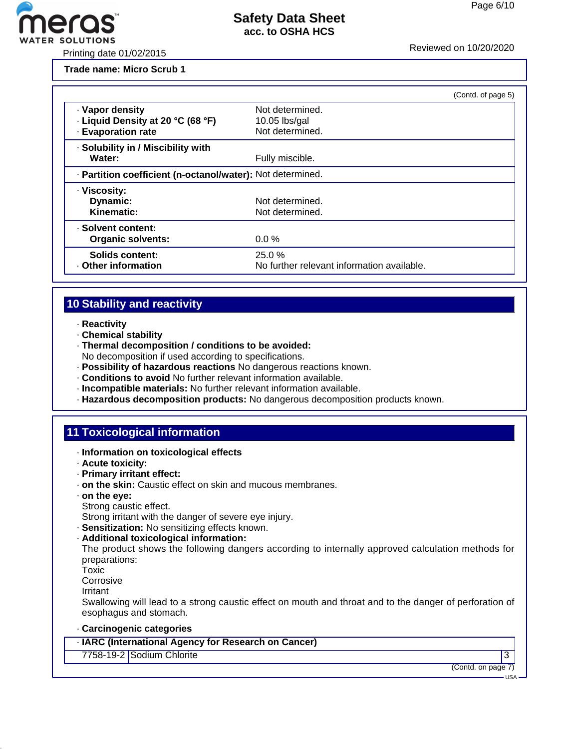**Trade name: Micro Scrub 1**

(Contd. of page 5)

| | |
|---|---|
| · **Vapor density** | Not determined. |
| · **Liquid Density at 20 °C (68 °F)** | 10.05 lbs/gal |
| · **Evaporation rate** | Not determined. |
| · **Solubility in / Miscibility with** | |
| **Water:** | Fully miscible. |
| · **Partition coefficient (n-octanol/water):** | Not determined. |
| · **Viscosity:** | |
| **Dynamic:** | Not determined. |
| **Kinematic:** | Not determined. |
| · **Solvent content:** | |
| **Organic solvents:** | 0.0 % |
| **Solids content:** | 25.0 % |
| · **Other information** | No further relevant information available. |

## 10 Stability and reactivity

- · **Reactivity**
- · **Chemical stability**
- · **Thermal decomposition / conditions to be avoided:**
  No decomposition if used according to specifications.
- · **Possibility of hazardous reactions** No dangerous reactions known.
- · **Conditions to avoid** No further relevant information available.
- · **Incompatible materials:** No further relevant information available.
- · **Hazardous decomposition products:** No dangerous decomposition products known.

## 11 Toxicological information

- · **Information on toxicological effects**
- · **Acute toxicity:**
- · **Primary irritant effect:**
- · **on the skin:** Caustic effect on skin and mucous membranes.
- · **on the eye:**
  Strong caustic effect.
  Strong irritant with the danger of severe eye injury.
- · **Sensitization:** No sensitizing effects known.
- · **Additional toxicological information:**
  The product shows the following dangers according to internally approved calculation methods for preparations:
  Toxic
  Corrosive
  Irritant
  Swallowing will lead to a strong caustic effect on mouth and throat and to the danger of perforation of esophagus and stomach.
- · **Carcinogenic categories**

| · **IARC (International Agency for Research on Cancer)** | | |
|---|---|---|
| 7758-19-2 | Sodium Chlorite | 3 |

(Contd. on page 7)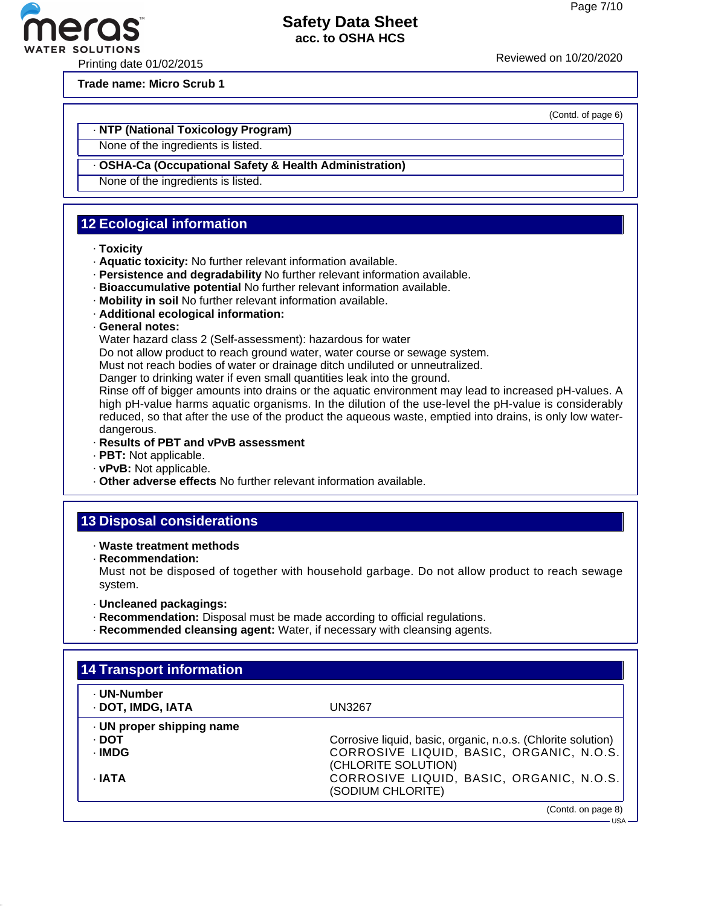**Trade name: Micro Scrub 1**

(Contd. of page 6)

· **NTP (National Toxicology Program)**

None of the ingredients is listed.

· **OSHA-Ca (Occupational Safety & Health Administration)**

None of the ingredients is listed.

## 12 Ecological information

· **Toxicity**
· **Aquatic toxicity:** No further relevant information available.
· **Persistence and degradability** No further relevant information available.
· **Bioaccumulative potential** No further relevant information available.
· **Mobility in soil** No further relevant information available.
· **Additional ecological information:**
· **General notes:**
Water hazard class 2 (Self-assessment): hazardous for water
Do not allow product to reach ground water, water course or sewage system.
Must not reach bodies of water or drainage ditch undiluted or unneutralized.
Danger to drinking water if even small quantities leak into the ground.
Rinse off of bigger amounts into drains or the aquatic environment may lead to increased pH-values. A high pH-value harms aquatic organisms. In the dilution of the use-level the pH-value is considerably reduced, so that after the use of the product the aqueous waste, emptied into drains, is only low water-dangerous.
· **Results of PBT and vPvB assessment**
· **PBT:** Not applicable.
· **vPvB:** Not applicable.
· **Other adverse effects** No further relevant information available.

## 13 Disposal considerations

· **Waste treatment methods**
· **Recommendation:**
Must not be disposed of together with household garbage. Do not allow product to reach sewage system.

· **Uncleaned packagings:**
· **Recommendation:** Disposal must be made according to official regulations.
· **Recommended cleansing agent:** Water, if necessary with cleansing agents.

## 14 Transport information

| | |
|---|---|
| · **UN-Number** | |
| · **DOT, IMDG, IATA** | UN3267 |
| · **UN proper shipping name** | |
| · **DOT** | Corrosive liquid, basic, organic, n.o.s. (Chlorite solution) |
| · **IMDG** | CORROSIVE LIQUID, BASIC, ORGANIC, N.O.S. (CHLORITE SOLUTION) |
| · **IATA** | CORROSIVE LIQUID, BASIC, ORGANIC, N.O.S. (SODIUM CHLORITE) |

(Contd. on page 8)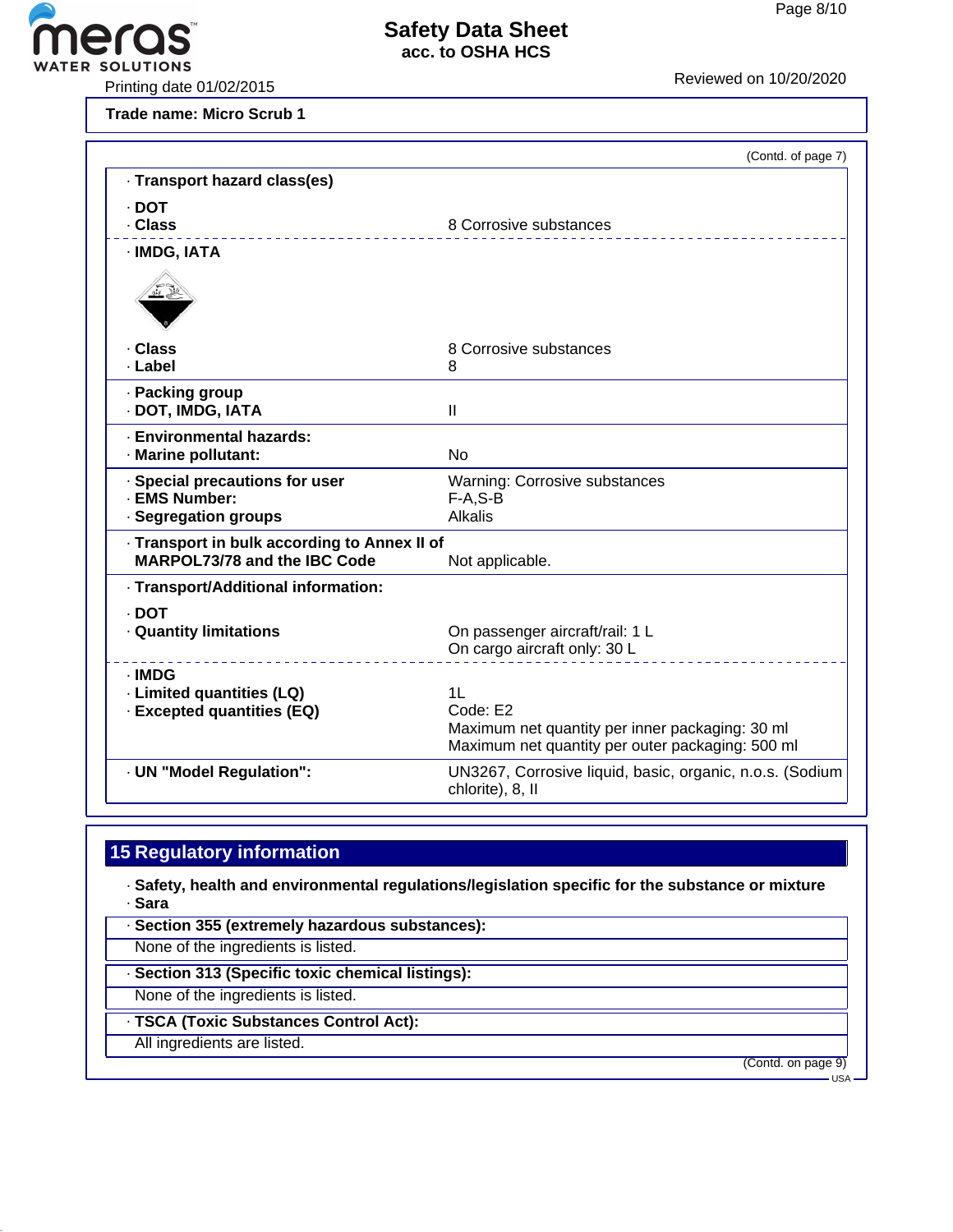Safety Data Sheet
acc. to OSHA HCS

Printing date 01/02/2015 Reviewed on 10/20/2020

**Trade name: Micro Scrub 1**

(Contd. of page 7)

· **Transport hazard class(es)**

· **DOT**
· **Class** 8 Corrosive substances

· **IMDG, IATA**

· **Class** 8 Corrosive substances
· **Label** 8

· **Packing group**
· **DOT, IMDG, IATA** II

· **Environmental hazards:**
· **Marine pollutant:** No

· **Special precautions for user** Warning: Corrosive substances
· **EMS Number:** F-A,S-B
· **Segregation groups** Alkalis

· **Transport in bulk according to Annex II of MARPOL73/78 and the IBC Code** Not applicable.

· **Transport/Additional information:**

· **DOT**
· **Quantity limitations** On passenger aircraft/rail: 1 L
On cargo aircraft only: 30 L

· **IMDG**
· **Limited quantities (LQ)** 1L
· **Excepted quantities (EQ)** Code: E2
Maximum net quantity per inner packaging: 30 ml
Maximum net quantity per outer packaging: 500 ml

· **UN "Model Regulation":** UN3267, Corrosive liquid, basic, organic, n.o.s. (Sodium chlorite), 8, II

## 15 Regulatory information

· **Safety, health and environmental regulations/legislation specific for the substance or mixture**
· **Sara**

· **Section 355 (extremely hazardous substances):**
None of the ingredients is listed.

· **Section 313 (Specific toxic chemical listings):**
None of the ingredients is listed.

· **TSCA (Toxic Substances Control Act):**
All ingredients are listed.

(Contd. on page 9)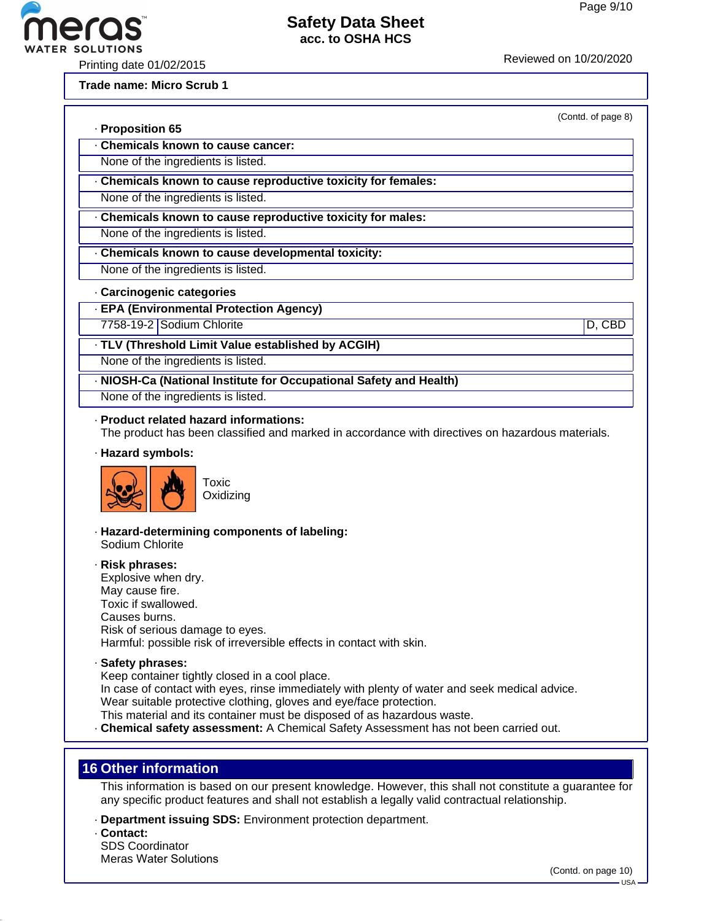Trade name: Micro Scrub 1

(Contd. of page 8)

· **Proposition 65**

· **Chemicals known to cause cancer:**

None of the ingredients is listed.

· **Chemicals known to cause reproductive toxicity for females:**

None of the ingredients is listed.

· **Chemicals known to cause reproductive toxicity for males:**

None of the ingredients is listed.

· **Chemicals known to cause developmental toxicity:**

None of the ingredients is listed.

· **Carcinogenic categories**

· **EPA (Environmental Protection Agency)**

| 7758-19-2 | Sodium Chlorite | D, CBD |
|---|---|---|

· **TLV (Threshold Limit Value established by ACGIH)**

None of the ingredients is listed.

· **NIOSH-Ca (National Institute for Occupational Safety and Health)**

None of the ingredients is listed.

· **Product related hazard informations:**

The product has been classified and marked in accordance with directives on hazardous materials.

· **Hazard symbols:**

Toxic
Oxidizing

· **Hazard-determining components of labeling:**

Sodium Chlorite

· **Risk phrases:**

Explosive when dry.
May cause fire.
Toxic if swallowed.
Causes burns.
Risk of serious damage to eyes.
Harmful: possible risk of irreversible effects in contact with skin.

· **Safety phrases:**

Keep container tightly closed in a cool place.
In case of contact with eyes, rinse immediately with plenty of water and seek medical advice.
Wear suitable protective clothing, gloves and eye/face protection.
This material and its container must be disposed of as hazardous waste.

· **Chemical safety assessment:** A Chemical Safety Assessment has not been carried out.

## 16 Other information

This information is based on our present knowledge. However, this shall not constitute a guarantee for any specific product features and shall not establish a legally valid contractual relationship.

· **Department issuing SDS:** Environment protection department.

· **Contact:**

SDS Coordinator
Meras Water Solutions

(Contd. on page 10)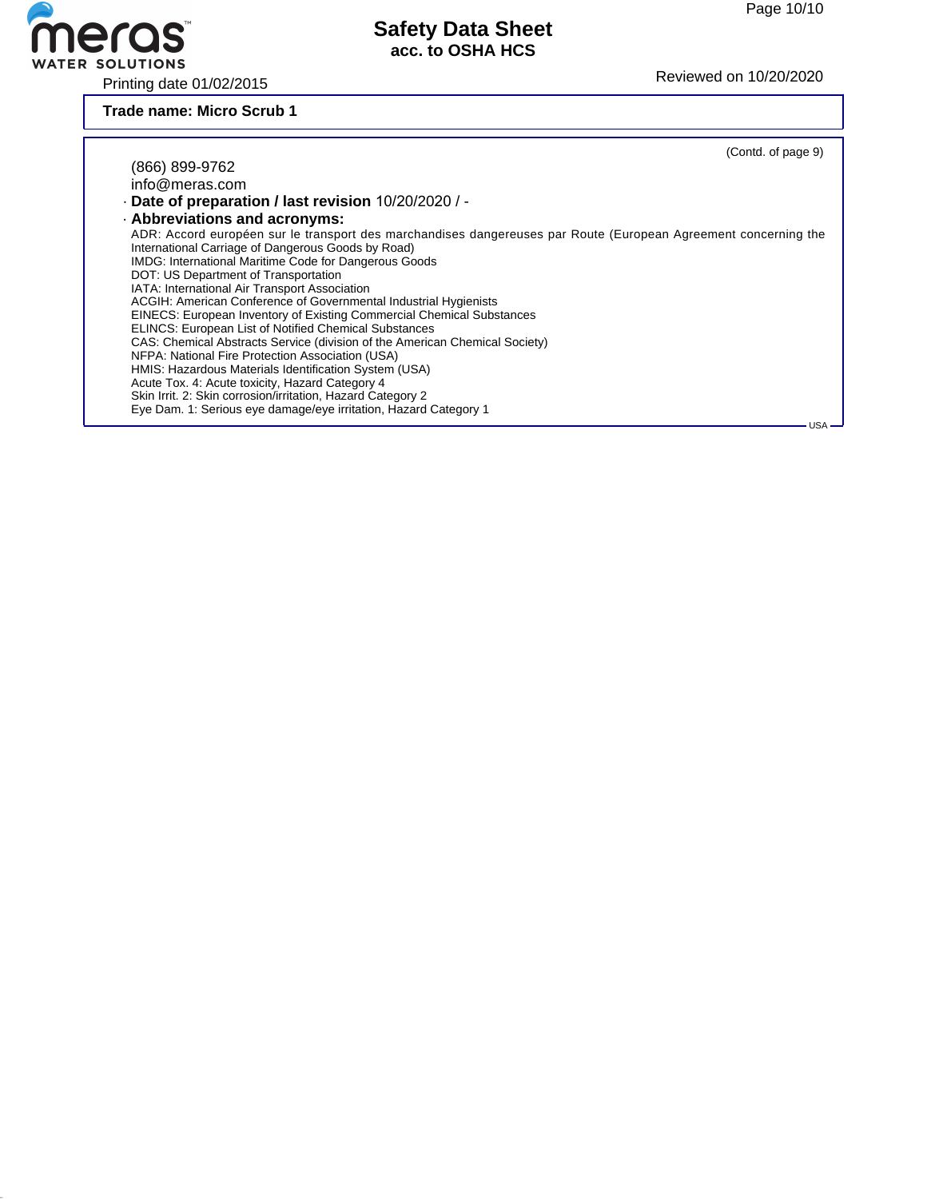**Trade name: Micro Scrub 1**

(Contd. of page 9)

(866) 899-9762
info@meras.com

· **Date of preparation / last revision** 10/20/2020 / -

· **Abbreviations and acronyms:**

ADR: Accord européen sur le transport des marchandises dangereuses par Route (European Agreement concerning the International Carriage of Dangerous Goods by Road)
IMDG: International Maritime Code for Dangerous Goods
DOT: US Department of Transportation
IATA: International Air Transport Association
ACGIH: American Conference of Governmental Industrial Hygienists
EINECS: European Inventory of Existing Commercial Chemical Substances
ELINCS: European List of Notified Chemical Substances
CAS: Chemical Abstracts Service (division of the American Chemical Society)
NFPA: National Fire Protection Association (USA)
HMIS: Hazardous Materials Identification System (USA)
Acute Tox. 4: Acute toxicity, Hazard Category 4
Skin Irrit. 2: Skin corrosion/irritation, Hazard Category 2
Eye Dam. 1: Serious eye damage/eye irritation, Hazard Category 1